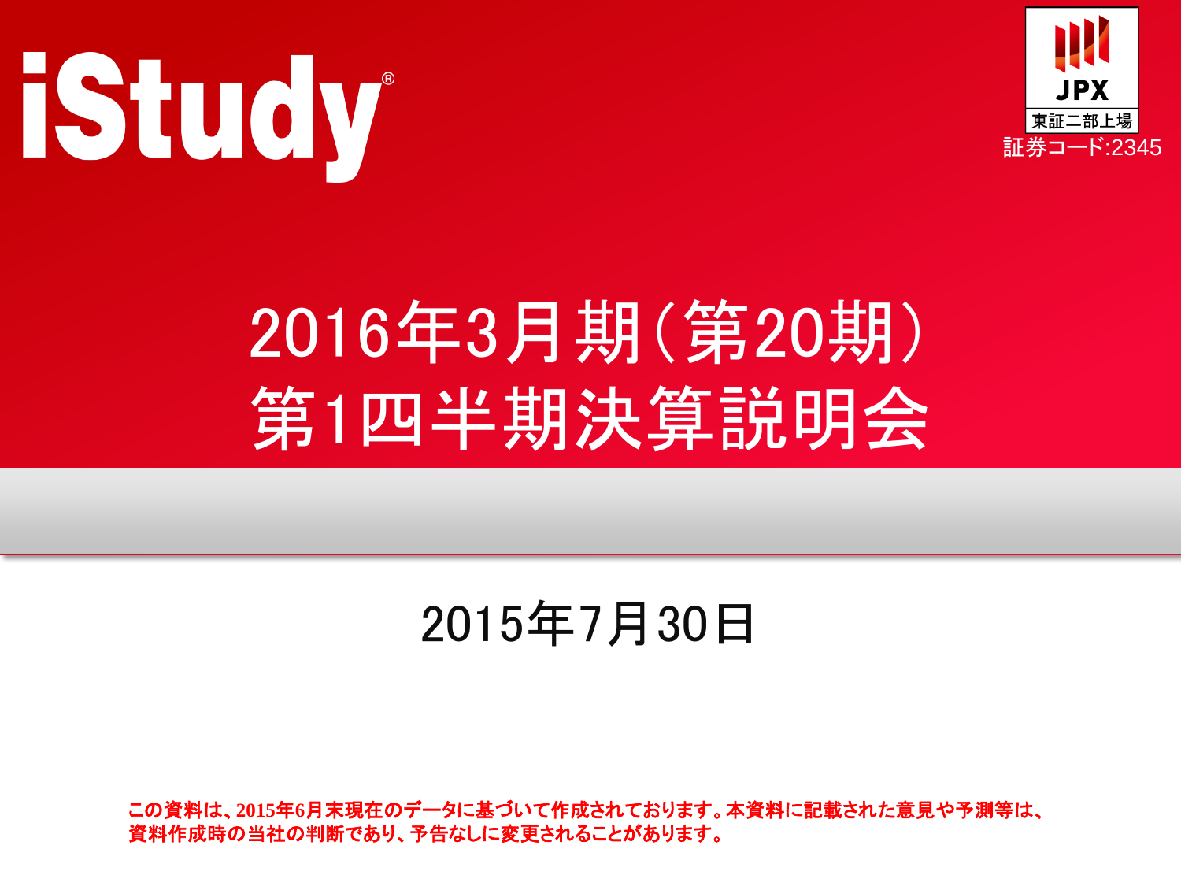iStudy®

東証二部上場
証券コード:2345

# 2016年3月期(第20期)
# 第1四半期決算説明会

2015年7月30日

**この資料は、2015年6月末現在のデータに基づいて作成されております。本資料に記載された意見や予測等は、資料作成時の当社の判断であり、予告なしに変更されることがあります。**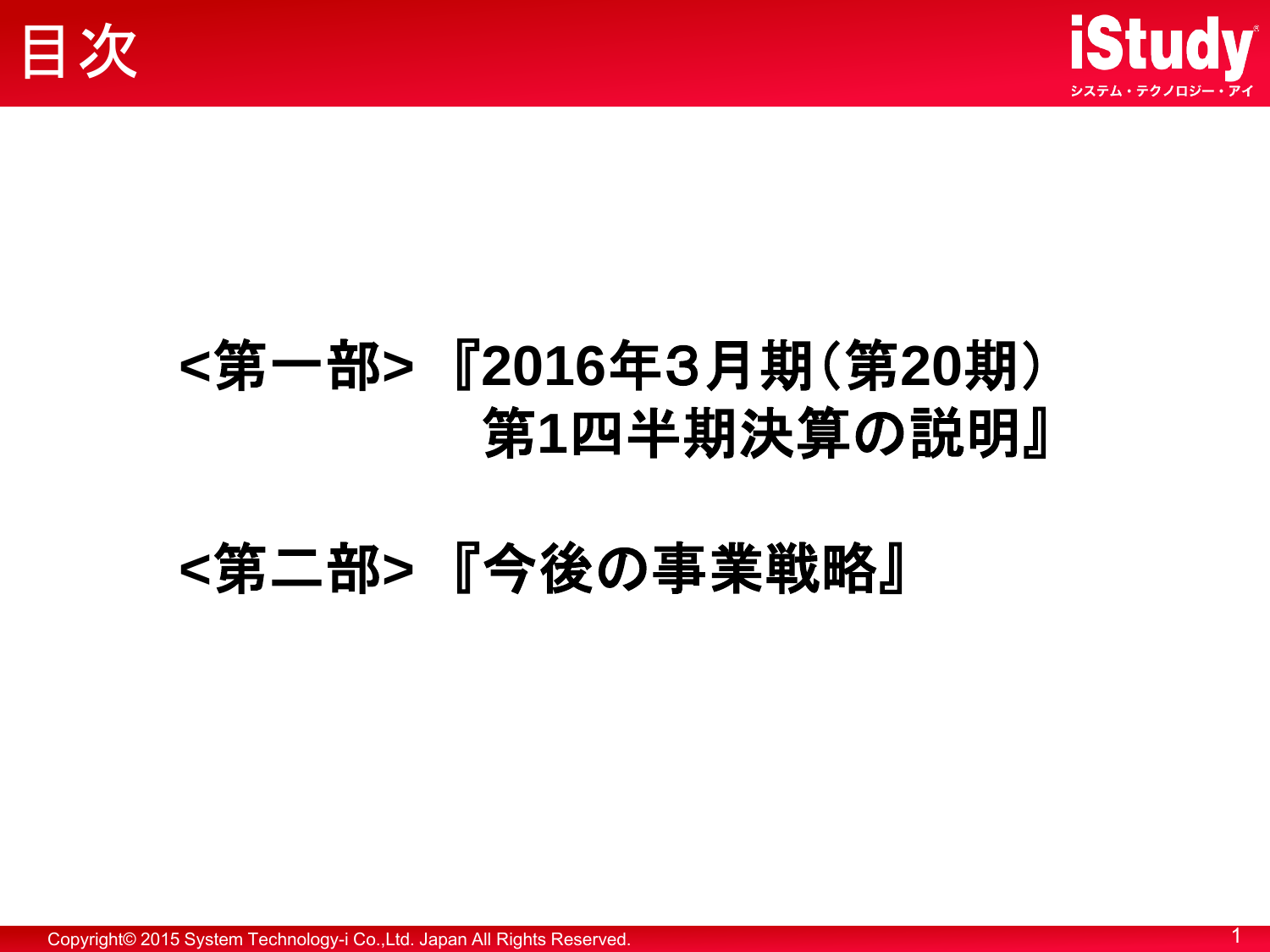# 目次

**<第一部> 『2016年3月期(第20期)**
**第1四半期決算の説明』**

**<第二部> 『今後の事業戦略』**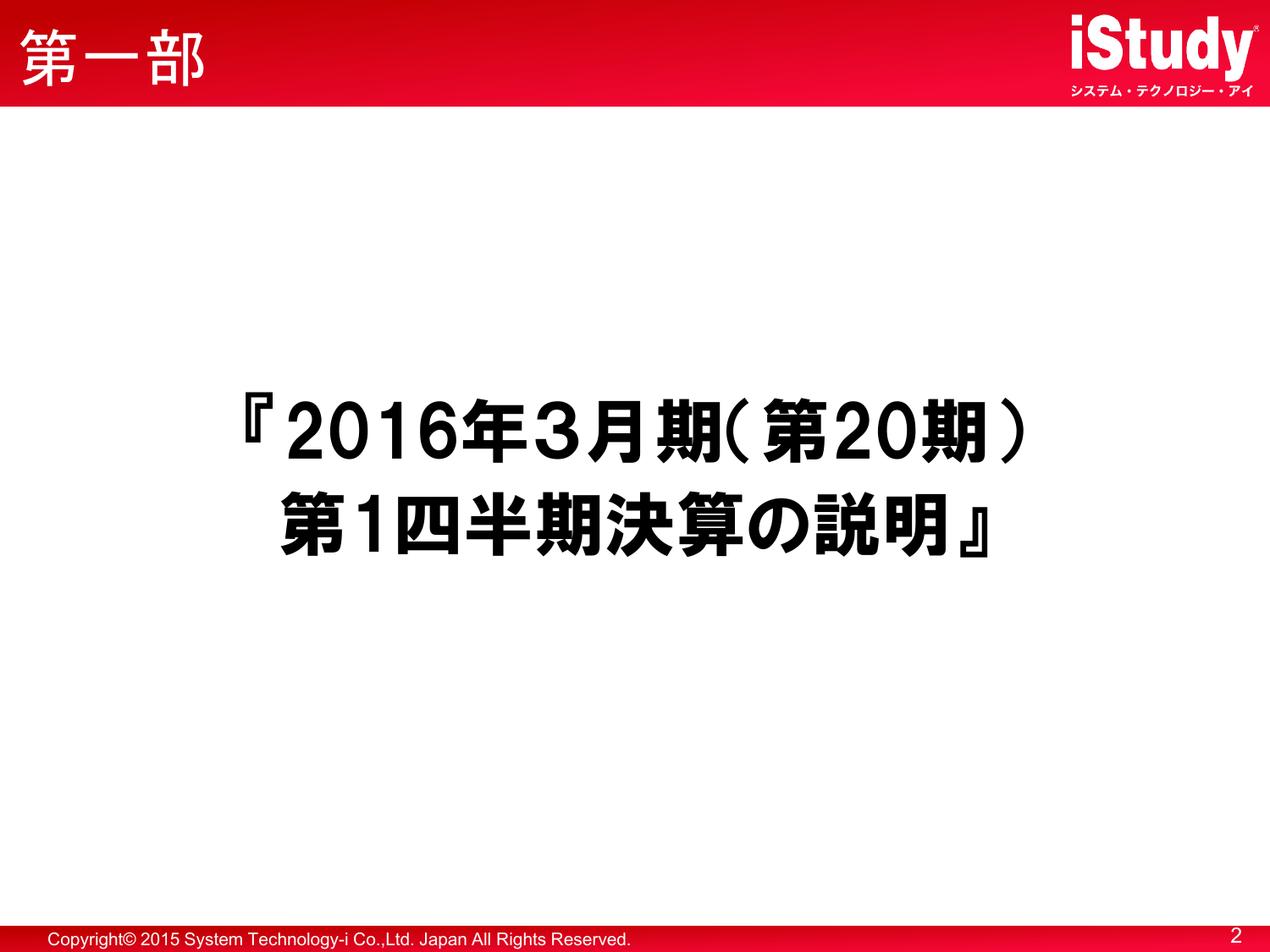# 第一部

# 『2016年3月期(第20期)
# 第1四半期決算の説明』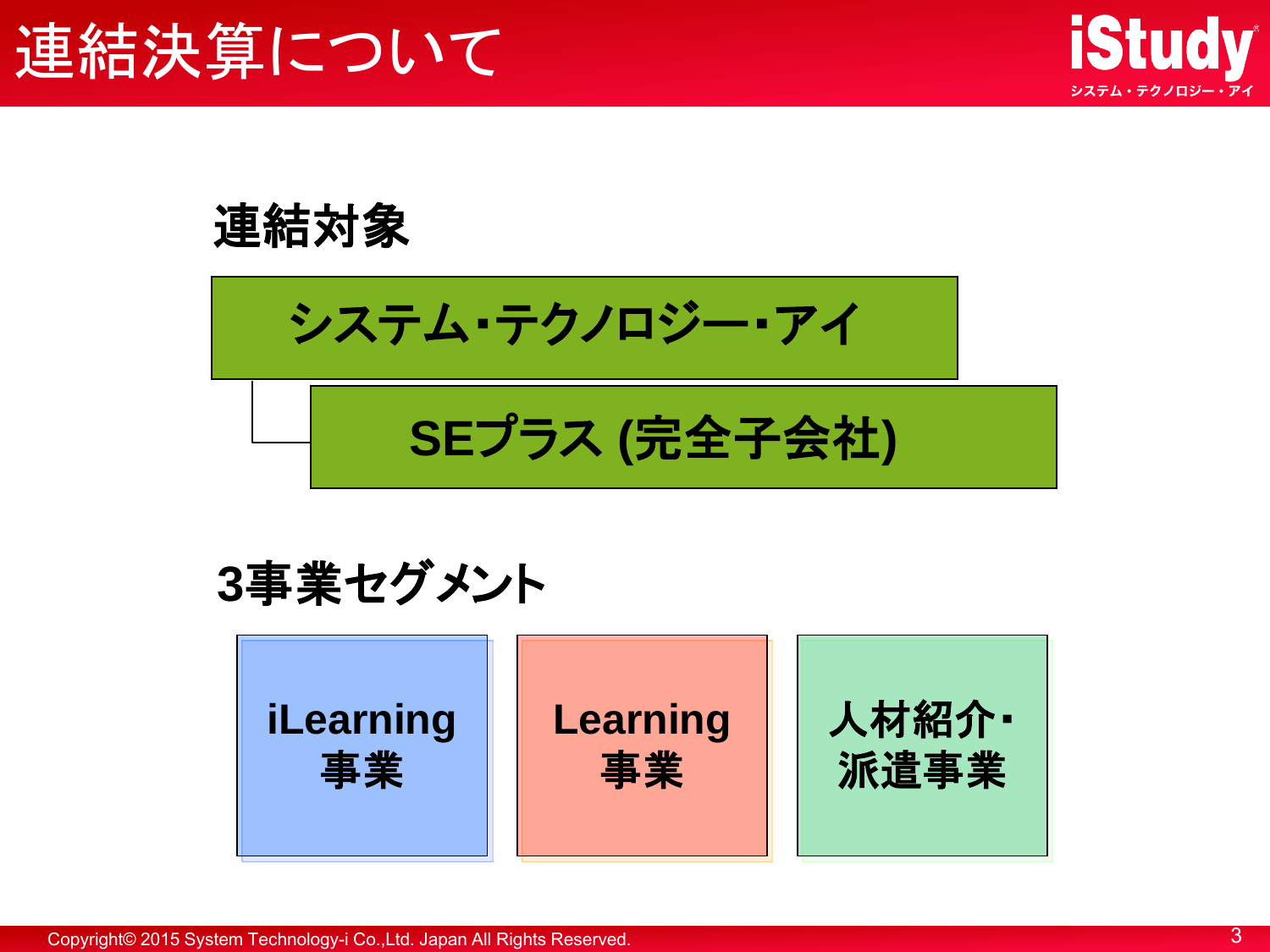# 連結決算について

## 連結対象

- システム･テクノロジー･アイ
  - SEプラス (完全子会社)

## 3事業セグメント

- iLearning事業
- Learning事業
- 人材紹介･派遣事業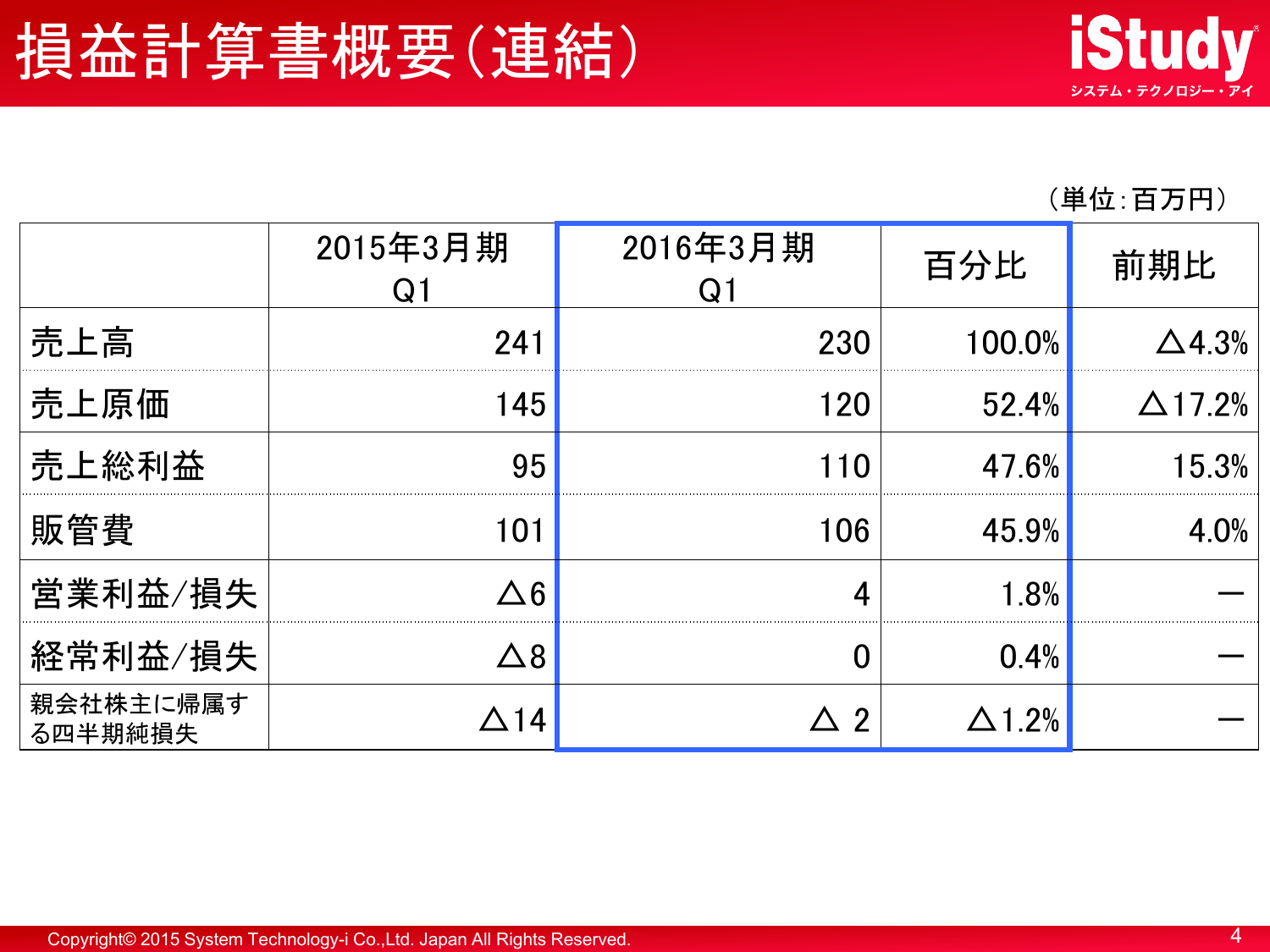# 損益計算書概要(連結)

(単位:百万円)

| | 2015年3月期 Q1 | 2016年3月期 Q1 | 百分比 | 前期比 |
|---|---|---|---|---|
| 売上高 | 241 | 230 | 100.0% | △4.3% |
| 売上原価 | 145 | 120 | 52.4% | △17.2% |
| 売上総利益 | 95 | 110 | 47.6% | 15.3% |
| 販管費 | 101 | 106 | 45.9% | 4.0% |
| 営業利益/損失 | △6 | 4 | 1.8% | — |
| 経常利益/損失 | △8 | 0 | 0.4% | — |
| 親会社株主に帰属する四半期純損失 | △14 | △ 2 | △1.2% | — |

Copyright© 2015 System Technology-i Co.,Ltd. Japan All Rights Reserved.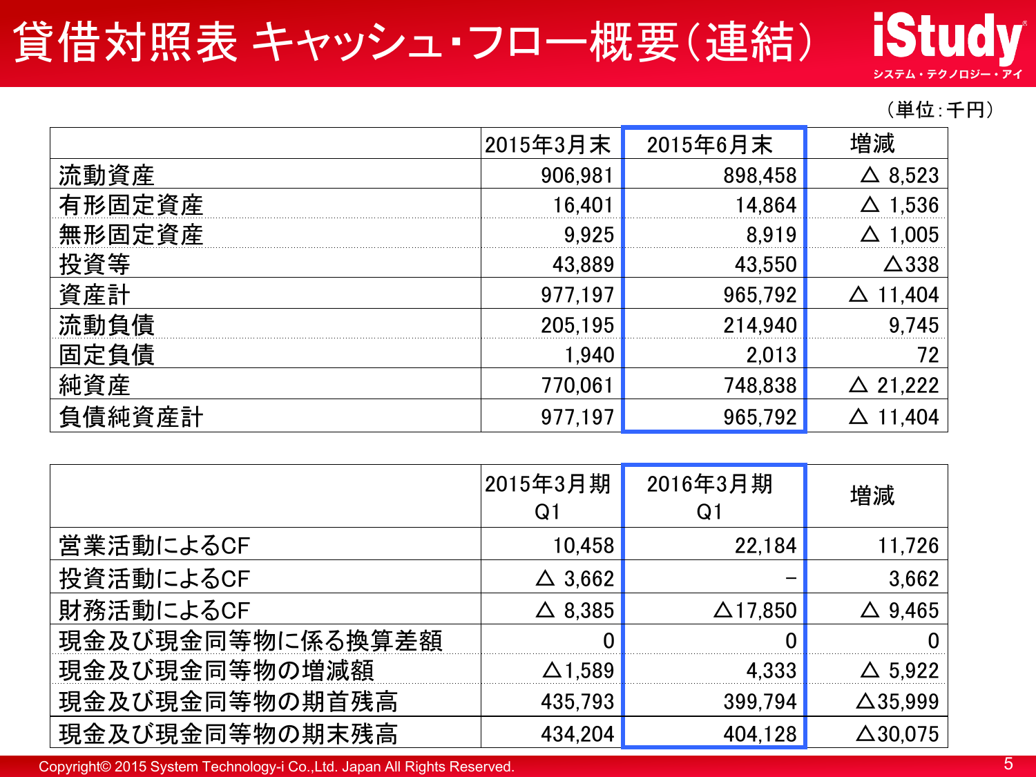# 貸借対照表 キャッシュ・フロー概要（連結）

（単位：千円）

| | 2015年3月末 | 2015年6月末 | 増減 |
|---|---|---|---|
| 流動資産 | 906,981 | 898,458 | △ 8,523 |
| 有形固定資産 | 16,401 | 14,864 | △ 1,536 |
| 無形固定資産 | 9,925 | 8,919 | △ 1,005 |
| 投資等 | 43,889 | 43,550 | △338 |
| 資産計 | 977,197 | 965,792 | △ 11,404 |
| 流動負債 | 205,195 | 214,940 | 9,745 |
| 固定負債 | 1,940 | 2,013 | 72 |
| 純資産 | 770,061 | 748,838 | △ 21,222 |
| 負債純資産計 | 977,197 | 965,792 | △ 11,404 |

| | 2015年3月期 Q1 | 2016年3月期 Q1 | 増減 |
|---|---|---|---|
| 営業活動によるCF | 10,458 | 22,184 | 11,726 |
| 投資活動によるCF | △ 3,662 | － | 3,662 |
| 財務活動によるCF | △ 8,385 | △17,850 | △ 9,465 |
| 現金及び現金同等物に係る換算差額 | 0 | 0 | 0 |
| 現金及び現金同等物の増減額 | △1,589 | 4,333 | △ 5,922 |
| 現金及び現金同等物の期首残高 | 435,793 | 399,794 | △35,999 |
| 現金及び現金同等物の期末残高 | 434,204 | 404,128 | △30,075 |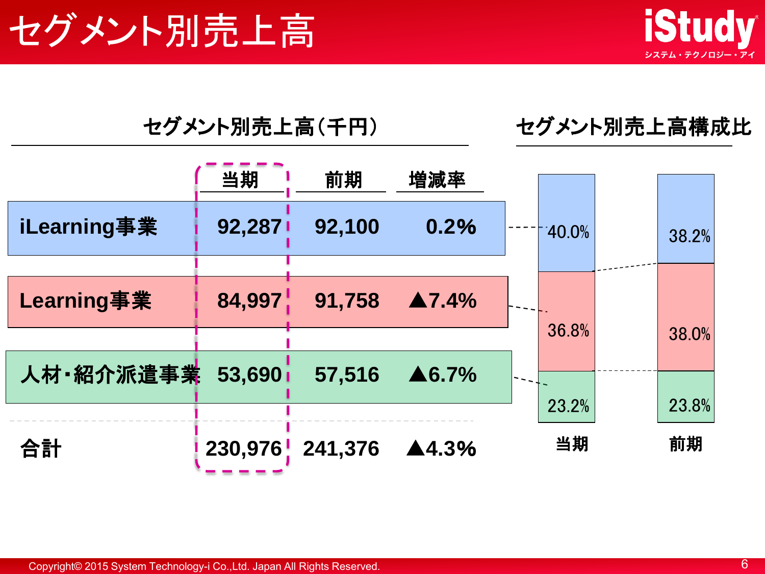# セグメント別売上高

## セグメント別売上高（千円）

| | 当期 | 前期 | 増減率 |
|---|---|---|---|
| iLearning事業 | 92,287 | 92,100 | 0.2% |
| Learning事業 | 84,997 | 91,758 | ▲7.4% |
| 人材・紹介派遣事業 | 53,690 | 57,516 | ▲6.7% |
| 合計 | 230,976 | 241,376 | ▲4.3% |

## セグメント別売上高構成比

| | 当期 | 前期 |
|---|---|---|
| iLearning事業 | 40.0% | 38.2% |
| Learning事業 | 36.8% | 38.0% |
| 人材・紹介派遣事業 | 23.2% | 23.8% |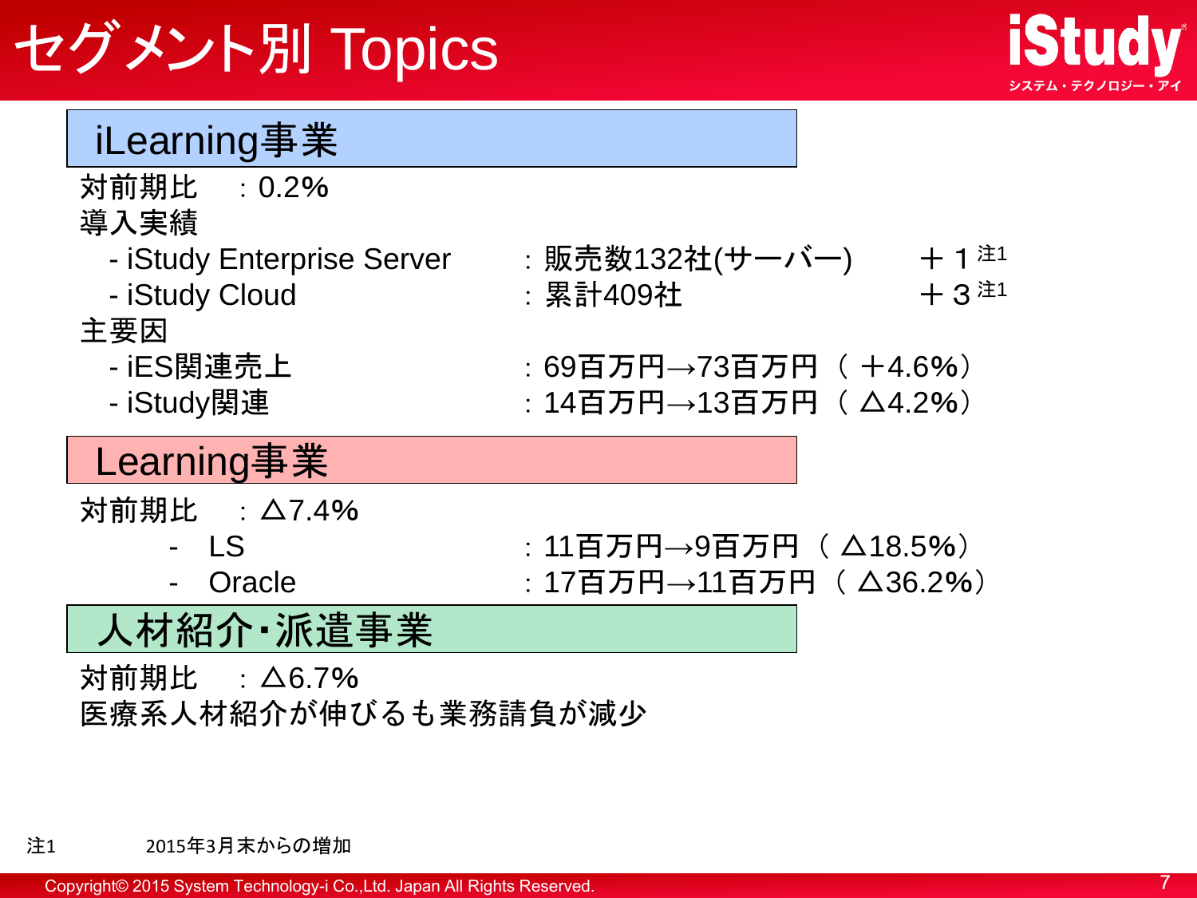# セグメント別 Topics

## iLearning事業

対前期比　：0.2%

導入実績

- iStudy Enterprise Server　：販売数132社(サーバー)　＋1 注1
- iStudy Cloud　：累計409社　＋3 注1

主要因

- iES関連売上　：69百万円→73百万円（＋4.6%）
- iStudy関連　：14百万円→13百万円（△4.2%）

## Learning事業

対前期比　：△7.4%

- LS　：11百万円→9百万円（△18.5%）
- Oracle　：17百万円→11百万円（△36.2%）

## 人材紹介･派遣事業

対前期比　：△6.7%

医療系人材紹介が伸びるも業務請負が減少

注1　2015年3月末からの増加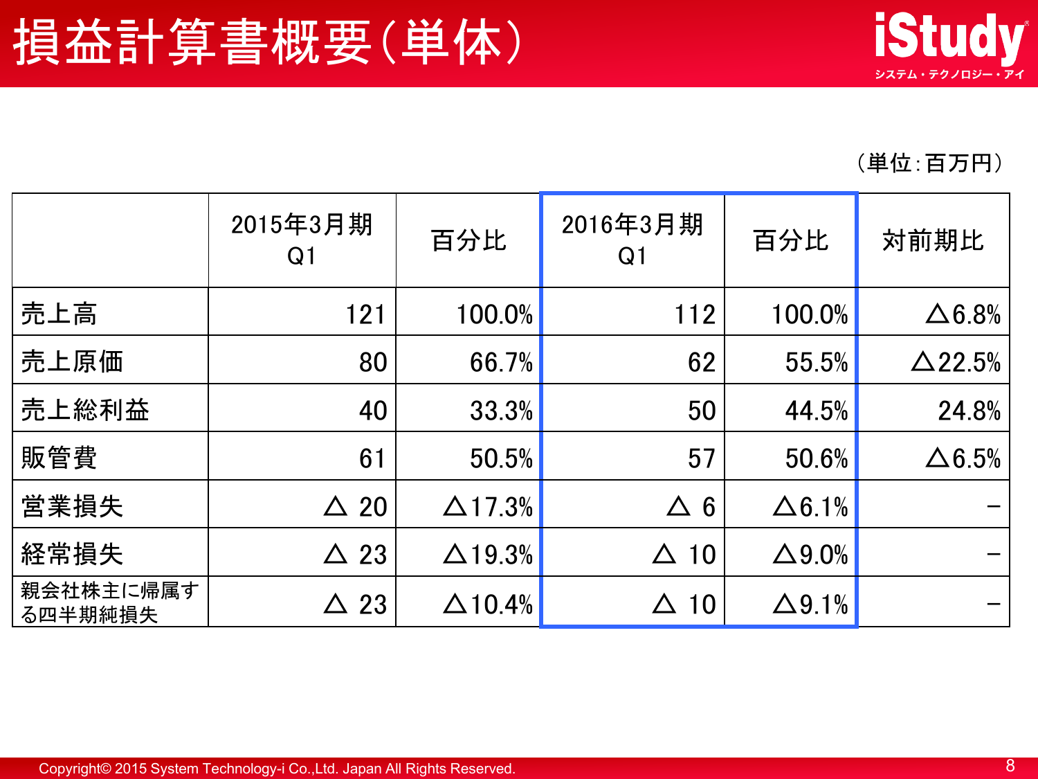# 損益計算書概要（単体）

（単位：百万円）

| | 2015年3月期 Q1 | 百分比 | 2016年3月期 Q1 | 百分比 | 対前期比 |
|---|---|---|---|---|---|
| 売上高 | 121 | 100.0% | 112 | 100.0% | △6.8% |
| 売上原価 | 80 | 66.7% | 62 | 55.5% | △22.5% |
| 売上総利益 | 40 | 33.3% | 50 | 44.5% | 24.8% |
| 販管費 | 61 | 50.5% | 57 | 50.6% | △6.5% |
| 営業損失 | △ 20 | △17.3% | △ 6 | △6.1% | － |
| 経常損失 | △ 23 | △19.3% | △ 10 | △9.0% | － |
| 親会社株主に帰属する四半期純損失 | △ 23 | △10.4% | △ 10 | △9.1% | － |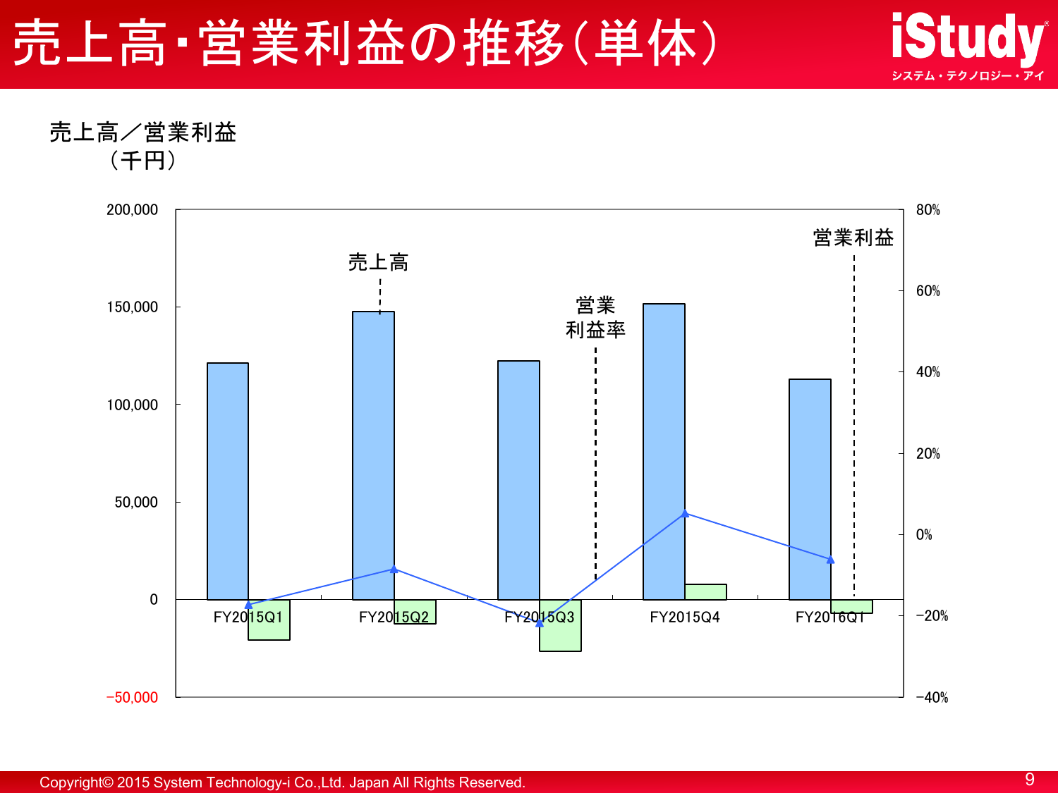# 売上高・営業利益の推移（単体）

売上高／営業利益
（千円）

200,000
150,000
100,000
50,000
0
−50,000

80%
60%
40%
20%
0%
−20%
−40%

売上高

営業
利益率

営業利益

FY2015Q1　FY2015Q2　FY2015Q3　FY2015Q4　FY2016Q1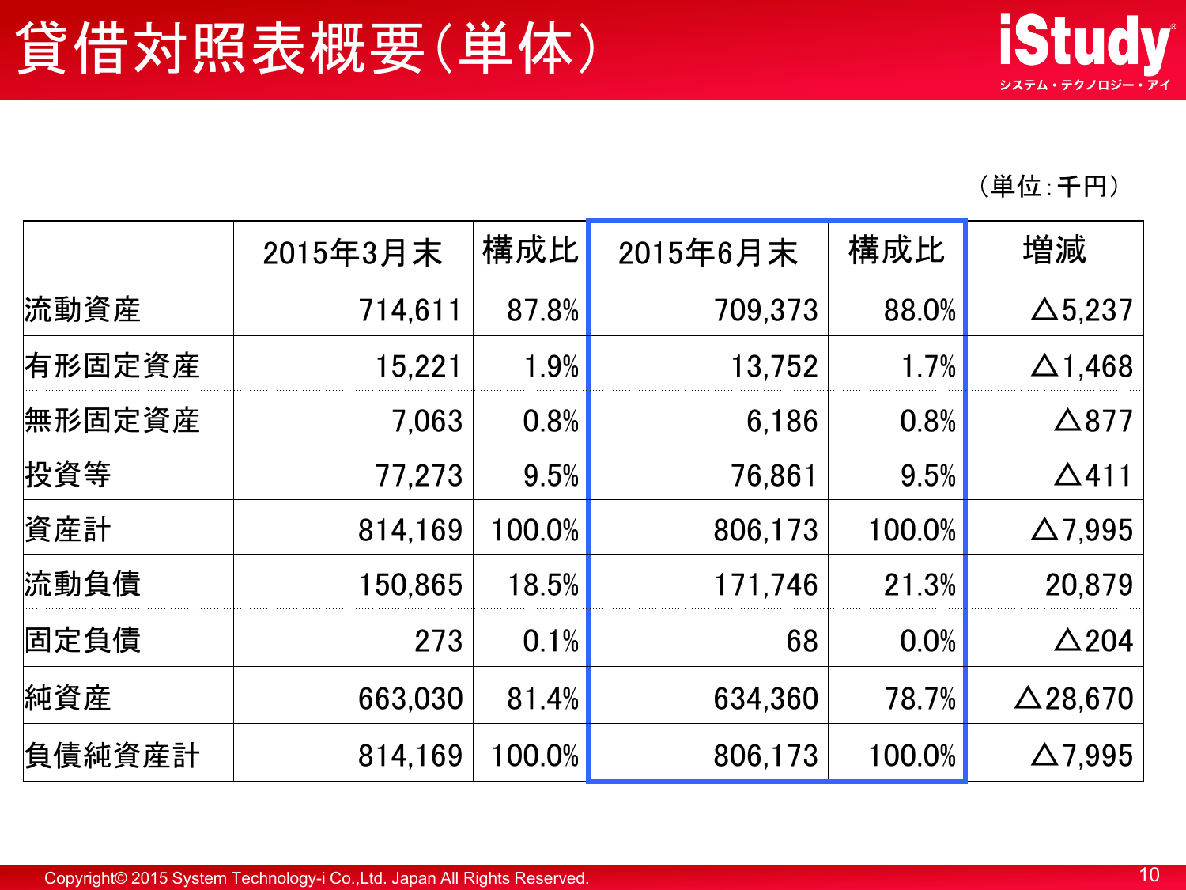# 貸借対照表概要(単体)

（単位：千円）

| | 2015年3月末 | 構成比 | 2015年6月末 | 構成比 | 増減 |
|---|---|---|---|---|---|
| 流動資産 | 714,611 | 87.8% | 709,373 | 88.0% | △5,237 |
| 有形固定資産 | 15,221 | 1.9% | 13,752 | 1.7% | △1,468 |
| 無形固定資産 | 7,063 | 0.8% | 6,186 | 0.8% | △877 |
| 投資等 | 77,273 | 9.5% | 76,861 | 9.5% | △411 |
| 資産計 | 814,169 | 100.0% | 806,173 | 100.0% | △7,995 |
| 流動負債 | 150,865 | 18.5% | 171,746 | 21.3% | 20,879 |
| 固定負債 | 273 | 0.1% | 68 | 0.0% | △204 |
| 純資産 | 663,030 | 81.4% | 634,360 | 78.7% | △28,670 |
| 負債純資産計 | 814,169 | 100.0% | 806,173 | 100.0% | △7,995 |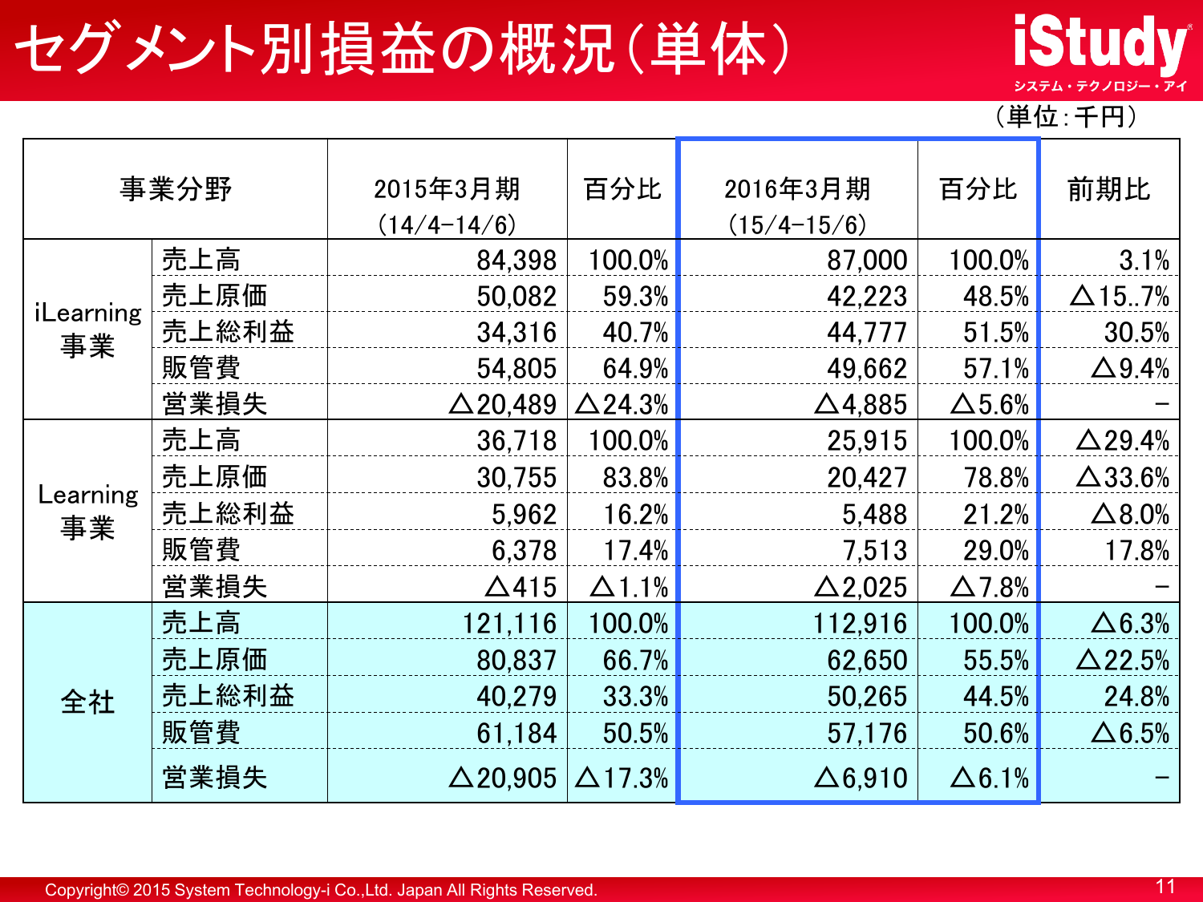# セグメント別損益の概況（単体）

（単位：千円）

| 事業分野 | | 2015年3月期 (14/4-14/6) | 百分比 | 2016年3月期 (15/4-15/6) | 百分比 | 前期比 |
|---|---|---|---|---|---|---|
| iLearning事業 | 売上高 | 84,398 | 100.0% | 87,000 | 100.0% | 3.1% |
| | 売上原価 | 50,082 | 59.3% | 42,223 | 48.5% | △15..7% |
| | 売上総利益 | 34,316 | 40.7% | 44,777 | 51.5% | 30.5% |
| | 販管費 | 54,805 | 64.9% | 49,662 | 57.1% | △9.4% |
| | 営業損失 | △20,489 | △24.3% | △4,885 | △5.6% | - |
| Learning事業 | 売上高 | 36,718 | 100.0% | 25,915 | 100.0% | △29.4% |
| | 売上原価 | 30,755 | 83.8% | 20,427 | 78.8% | △33.6% |
| | 売上総利益 | 5,962 | 16.2% | 5,488 | 21.2% | △8.0% |
| | 販管費 | 6,378 | 17.4% | 7,513 | 29.0% | 17.8% |
| | 営業損失 | △415 | △1.1% | △2,025 | △7.8% | - |
| 全社 | 売上高 | 121,116 | 100.0% | 112,916 | 100.0% | △6.3% |
| | 売上原価 | 80,837 | 66.7% | 62,650 | 55.5% | △22.5% |
| | 売上総利益 | 40,279 | 33.3% | 50,265 | 44.5% | 24.8% |
| | 販管費 | 61,184 | 50.5% | 57,176 | 50.6% | △6.5% |
| | 営業損失 | △20,905 | △17.3% | △6,910 | △6.1% | - |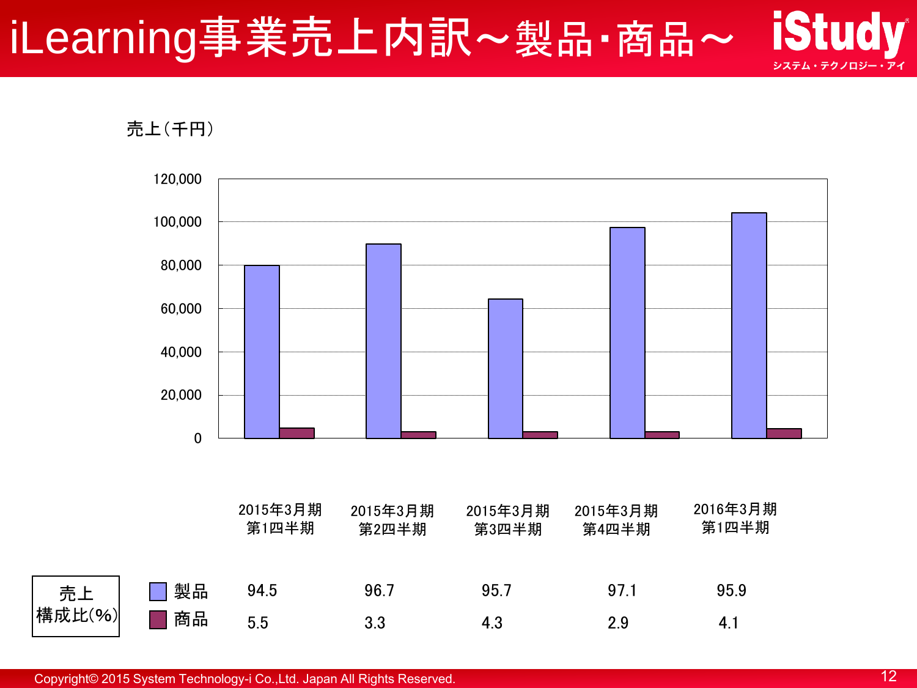# iLearning事業売上内訳～製品・商品～

売上（千円）

| 売上構成比(%) | 2015年3月期 第1四半期 | 2015年3月期 第2四半期 | 2015年3月期 第3四半期 | 2015年3月期 第4四半期 | 2016年3月期 第1四半期 |
|---|---|---|---|---|---|
| 製品 | 94.5 | 96.7 | 95.7 | 97.1 | 95.9 |
| 商品 | 5.5 | 3.3 | 4.3 | 2.9 | 4.1 |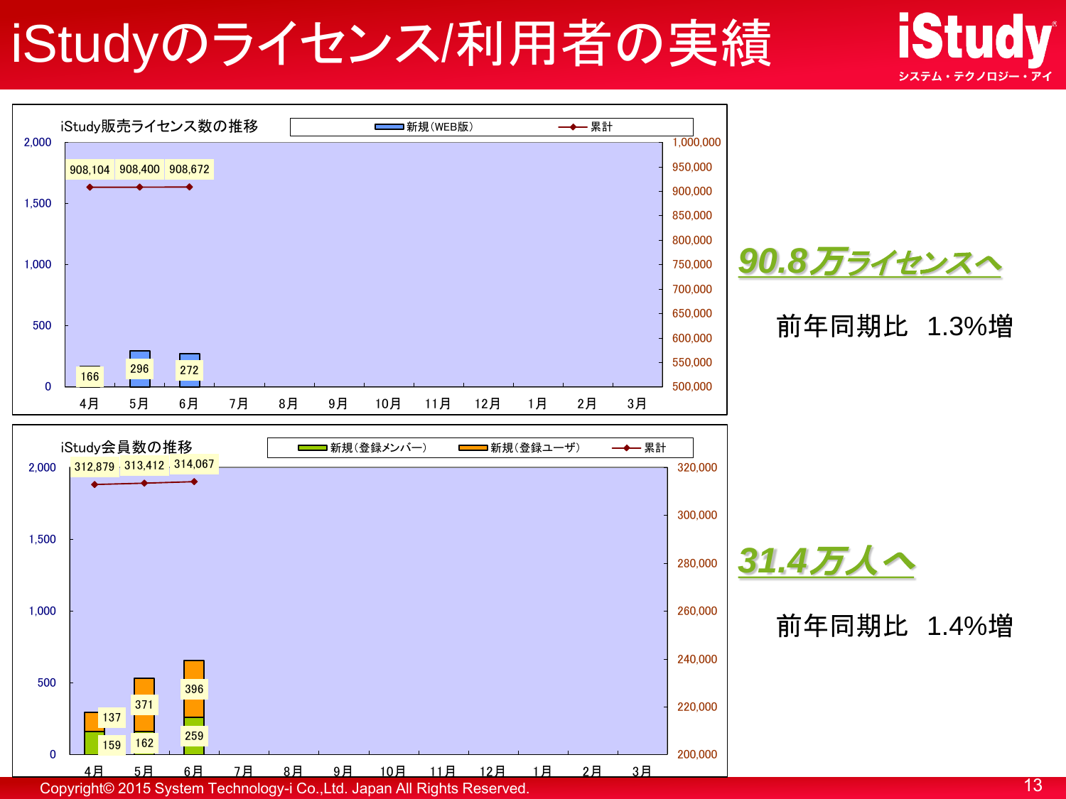# iStudyのライセンス/利用者の実績

### iStudy販売ライセンス数の推移

| | 4月 | 5月 | 6月 | 7月 | 8月 | 9月 | 10月 | 11月 | 12月 | 1月 | 2月 | 3月 |
|---|---|---|---|---|---|---|---|---|---|---|---|---|
| 新規（WEB版） | 166 | 296 | 272 | | | | | | | | | |
| 累計 | 908,104 | 908,400 | 908,672 | | | | | | | | | |

**90.8万ライセンスへ**

前年同期比　1.3%増

### iStudy会員数の推移

| | 4月 | 5月 | 6月 | 7月 | 8月 | 9月 | 10月 | 11月 | 12月 | 1月 | 2月 | 3月 |
|---|---|---|---|---|---|---|---|---|---|---|---|---|
| 新規（登録メンバー） | 159 | 162 | 259 | | | | | | | | | |
| 新規（登録ユーザ） | 137 | 371 | 396 | | | | | | | | | |
| 累計 | 312,879 | 313,412 | 314,067 | | | | | | | | | |

**31.4万人へ**

前年同期比　1.4%増

Copyright© 2015 System Technology-i Co.,Ltd. Japan All Rights Reserved.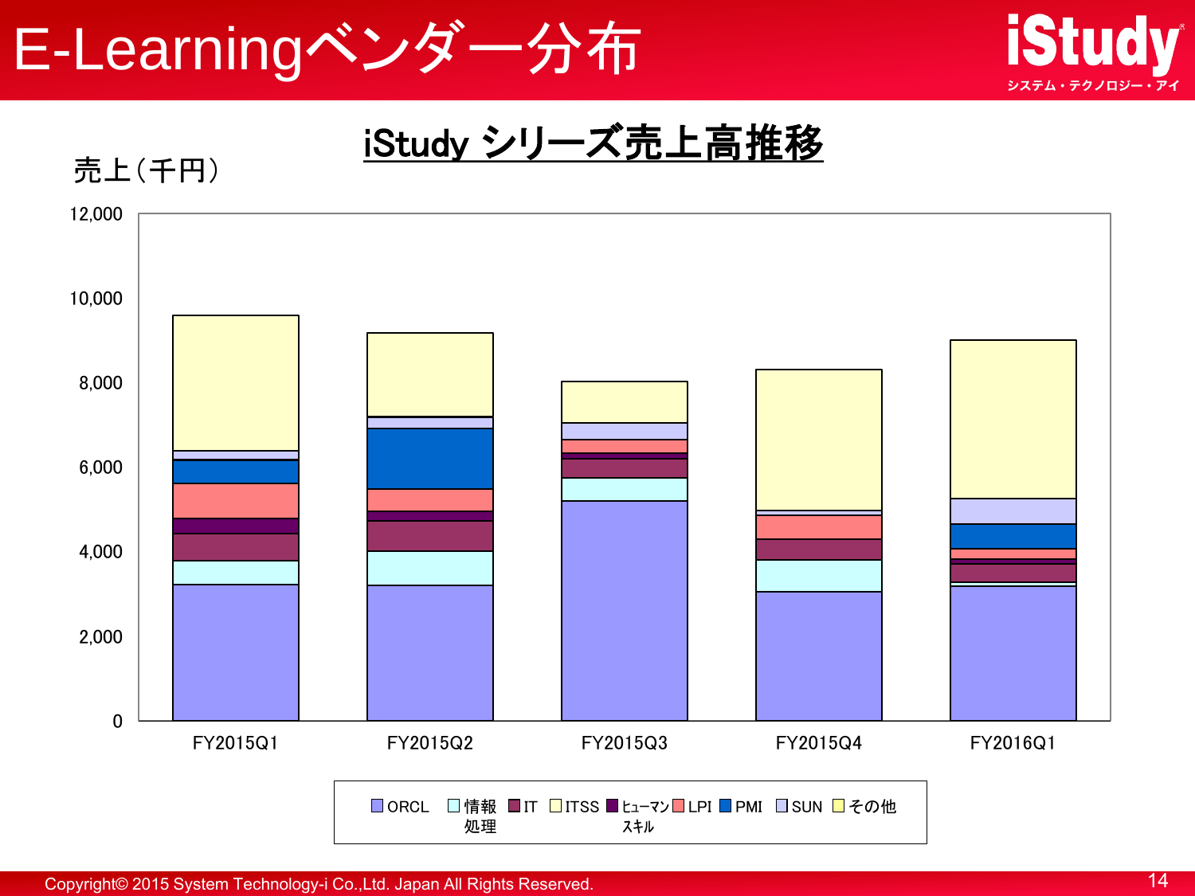# E-Learningベンダー分布

## iStudy シリーズ売上高推移

売上（千円）

12,000
10,000
8,000
6,000
4,000
2,000
0

FY2015Q1　FY2015Q2　FY2015Q3　FY2015Q4　FY2016Q1

ORCL　情報処理　IT　ITSS　ヒューマンスキル　LPI　PMI　SUN　その他

Copyright© 2015 System Technology-i Co.,Ltd. Japan All Rights Reserved.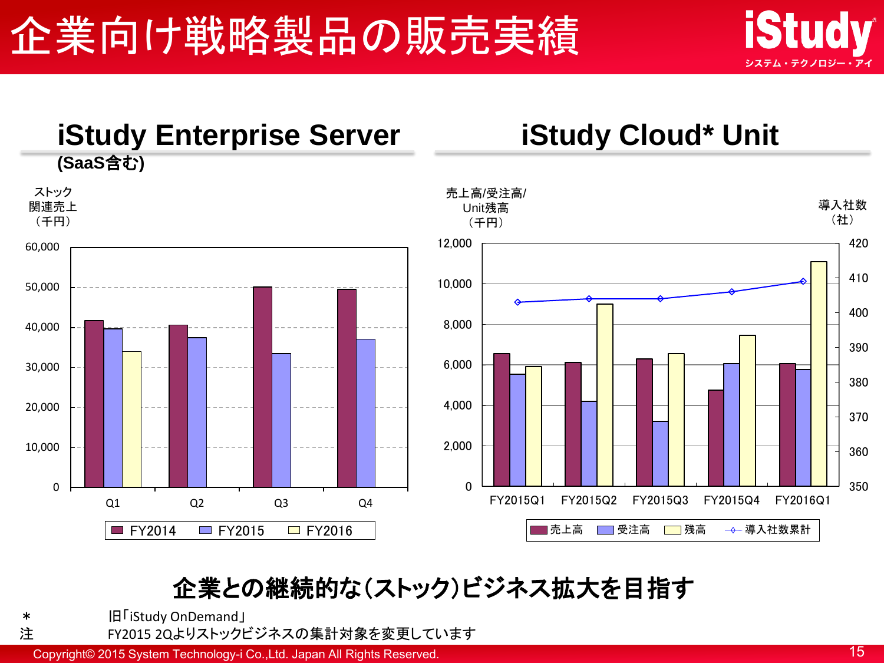# 企業向け戦略製品の販売実績

## iStudy Enterprise Server

**(SaaS含む)**

ストック関連売上（千円）

| | FY2014 | FY2015 | FY2016 |
|---|---|---|---|
| Q1 | 41,700 | 39,600 | 34,000 |
| Q2 | 40,600 | 37,400 | |
| Q3 | 50,100 | 33,500 | |
| Q4 | 49,500 | 37,000 | |

## iStudy Cloud* Unit

売上高/受注高/Unit残高（千円）、導入社数（社）

| | 売上高 | 受注高 | 残高 | 導入社数累計 |
|---|---|---|---|---|
| FY2015Q1 | 6,600 | 5,500 | 5,900 | 403 |
| FY2015Q2 | 6,100 | 4,200 | 9,000 | 404 |
| FY2015Q3 | 6,300 | 3,200 | 6,600 | 404 |
| FY2015Q4 | 4,700 | 6,000 | 7,400 | 406 |
| FY2016Q1 | 6,000 | 5,800 | 11,100 | 409 |

**企業との継続的な(ストック)ビジネス拡大を目指す**

＊　旧「iStudy OnDemand」

注　FY2015 2Qよりストックビジネスの集計対象を変更しています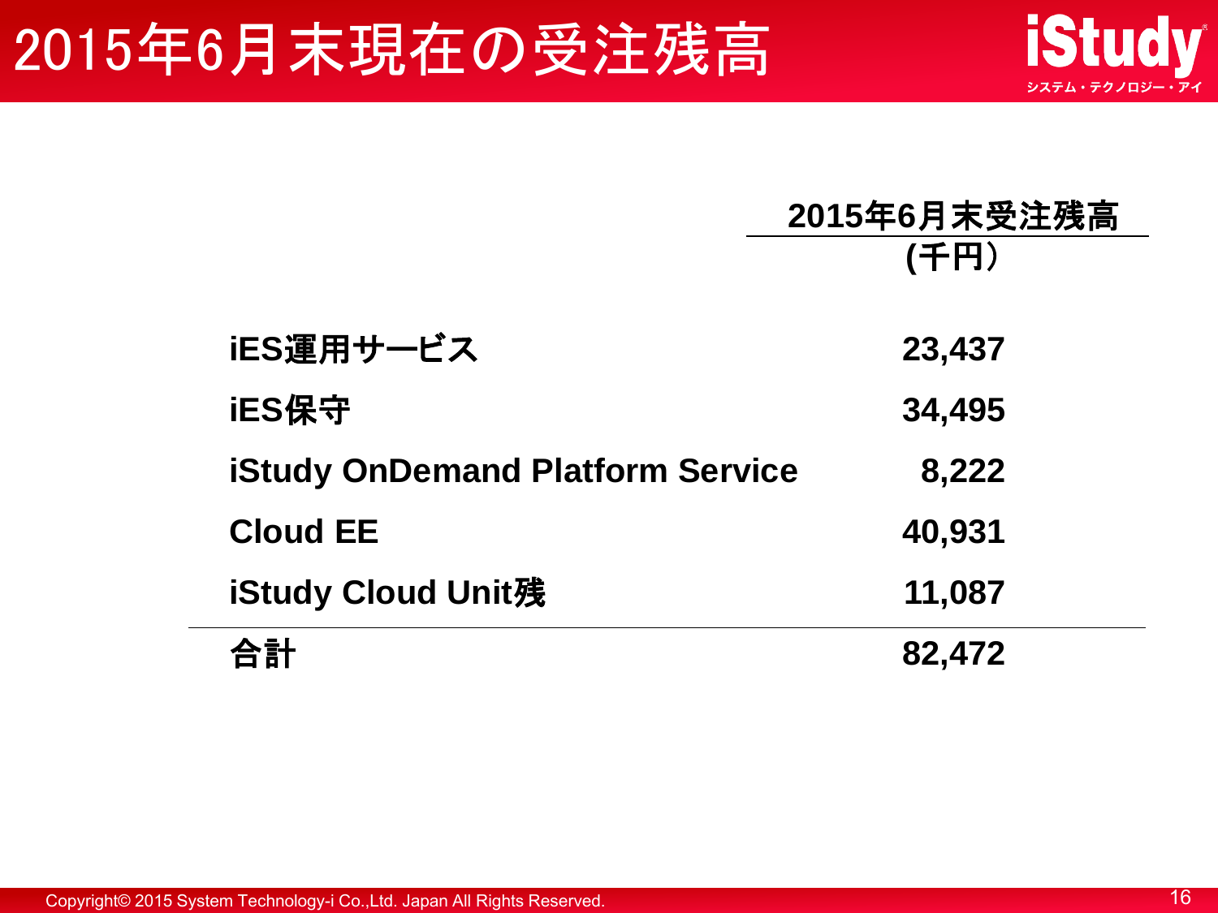# 2015年6月末現在の受注残高

| | 2015年6月末受注残高 (千円） |
|---|---|
| iES運用サービス | 23,437 |
| iES保守 | 34,495 |
| iStudy OnDemand Platform Service | 8,222 |
| Cloud EE | 40,931 |
| iStudy Cloud Unit残 | 11,087 |
| 合計 | 82,472 |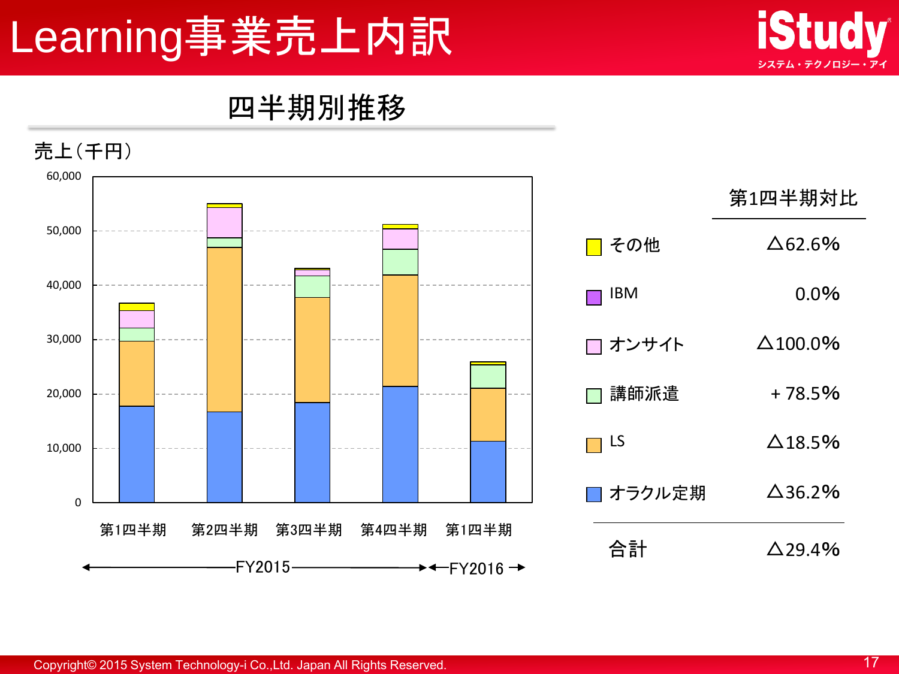# Learning事業売上内訳

## 四半期別推移

売上（千円）

| | 第1四半期対比 |
|---|---|
| その他 | △62.6% |
| IBM | 0.0% |
| オンサイト | △100.0% |
| 講師派遣 | ＋78.5% |
| LS | △18.5% |
| オラクル定期 | △36.2% |
| 合計 | △29.4% |

第1四半期　第2四半期　第3四半期　第4四半期（FY2015）　第1四半期（FY2016）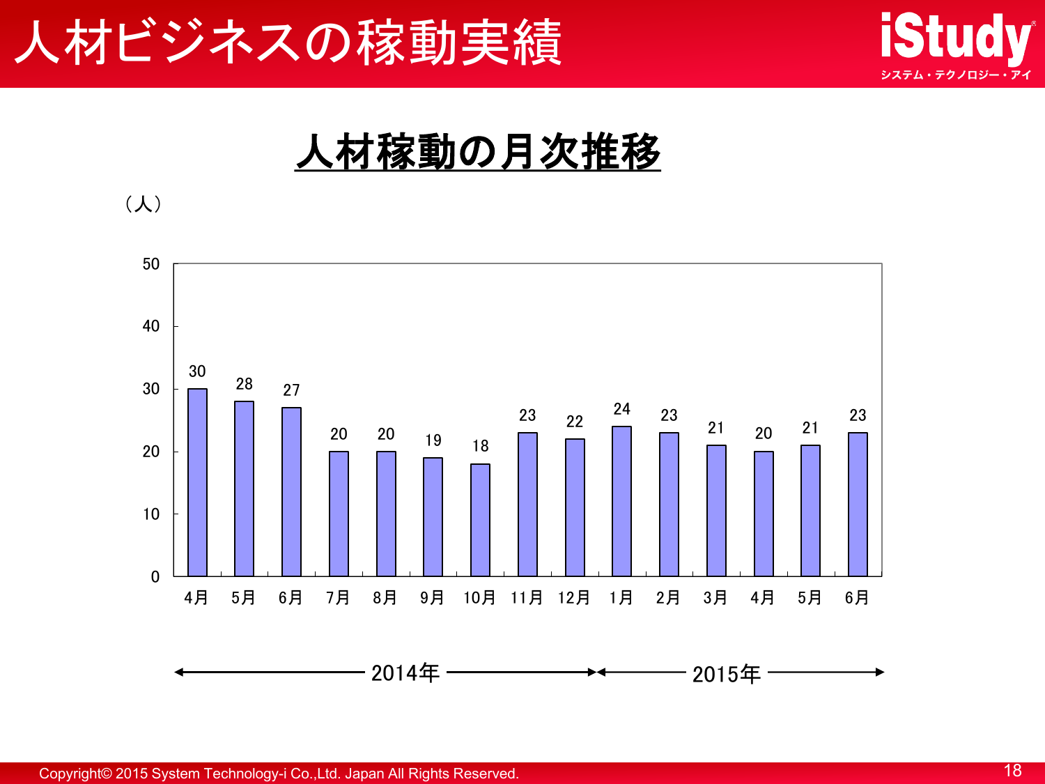# 人材ビジネスの稼動実績

## 人材稼動の月次推移

（人）

| 年 | 月 | 人数 |
| --- | --- | --- |
| 2014年 | 4月 | 30 |
| 2014年 | 5月 | 28 |
| 2014年 | 6月 | 27 |
| 2014年 | 7月 | 20 |
| 2014年 | 8月 | 20 |
| 2014年 | 9月 | 19 |
| 2014年 | 10月 | 18 |
| 2014年 | 11月 | 23 |
| 2014年 | 12月 | 22 |
| 2015年 | 1月 | 24 |
| 2015年 | 2月 | 23 |
| 2015年 | 3月 | 21 |
| 2015年 | 4月 | 20 |
| 2015年 | 5月 | 21 |
| 2015年 | 6月 | 23 |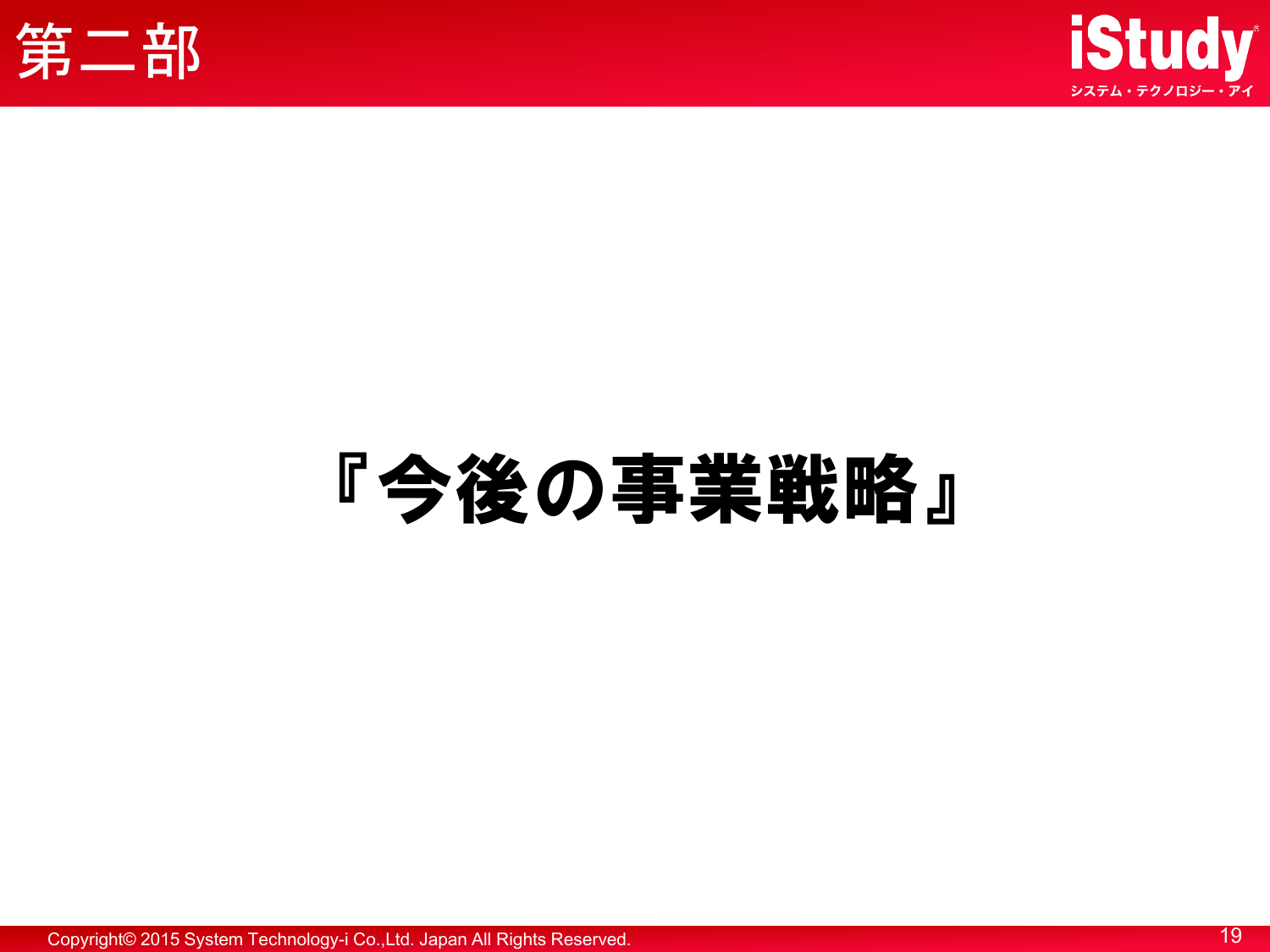# 第二部

# 『今後の事業戦略』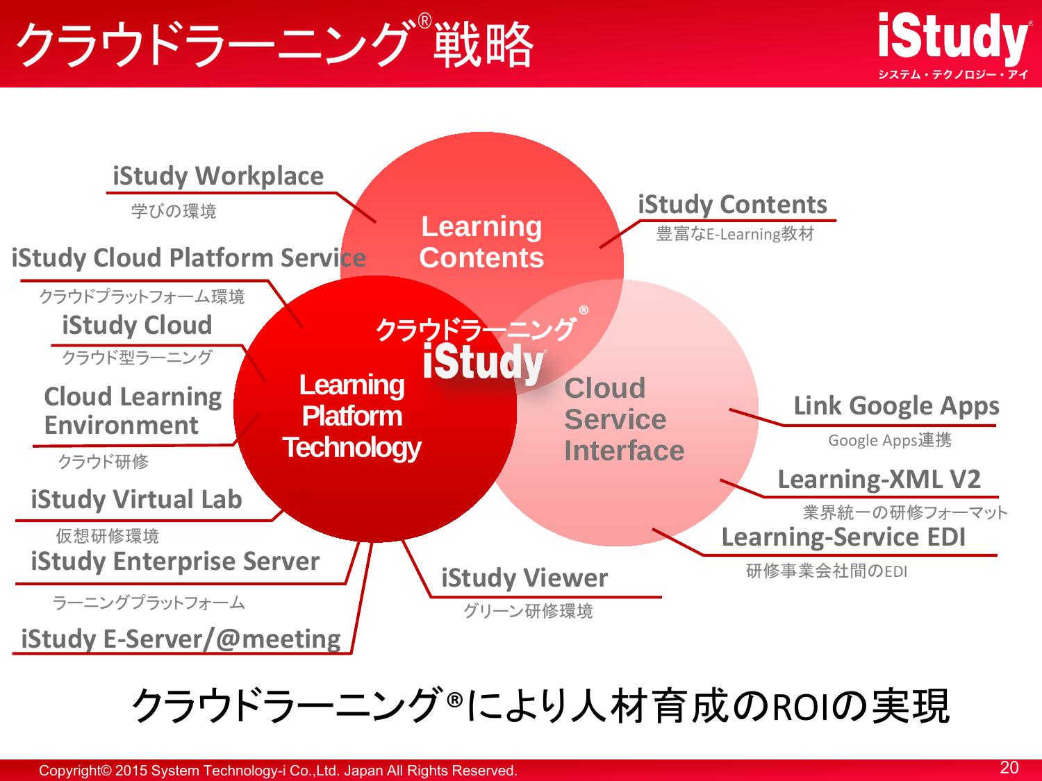# クラウドラーニング®戦略

iStudy
システム・テクノロジー・アイ

**Learning Contents**

**Learning Platform Technology**

**Cloud Service Interface**

クラウドラーニング® iStudy

- **iStudy Workplace** — 学びの環境
- **iStudy Cloud Platform Service** — クラウドプラットフォーム環境
- **iStudy Cloud** — クラウド型ラーニング
- **Cloud Learning Environment** — クラウド研修
- **iStudy Virtual Lab** — 仮想研修環境
- **iStudy Enterprise Server** — ラーニングプラットフォーム
- **iStudy E-Server/@meeting**
- **iStudy Viewer** — グリーン研修環境
- **iStudy Contents** — 豊富なE-Learning教材
- **Link Google Apps** — Google Apps連携
- **Learning-XML V2** — 業界統一の研修フォーマット
- **Learning-Service EDI** — 研修事業会社間のEDI

クラウドラーニング®により人材育成のROIの実現

Copyright© 2015 System Technology-i Co.,Ltd. Japan All Rights Reserved.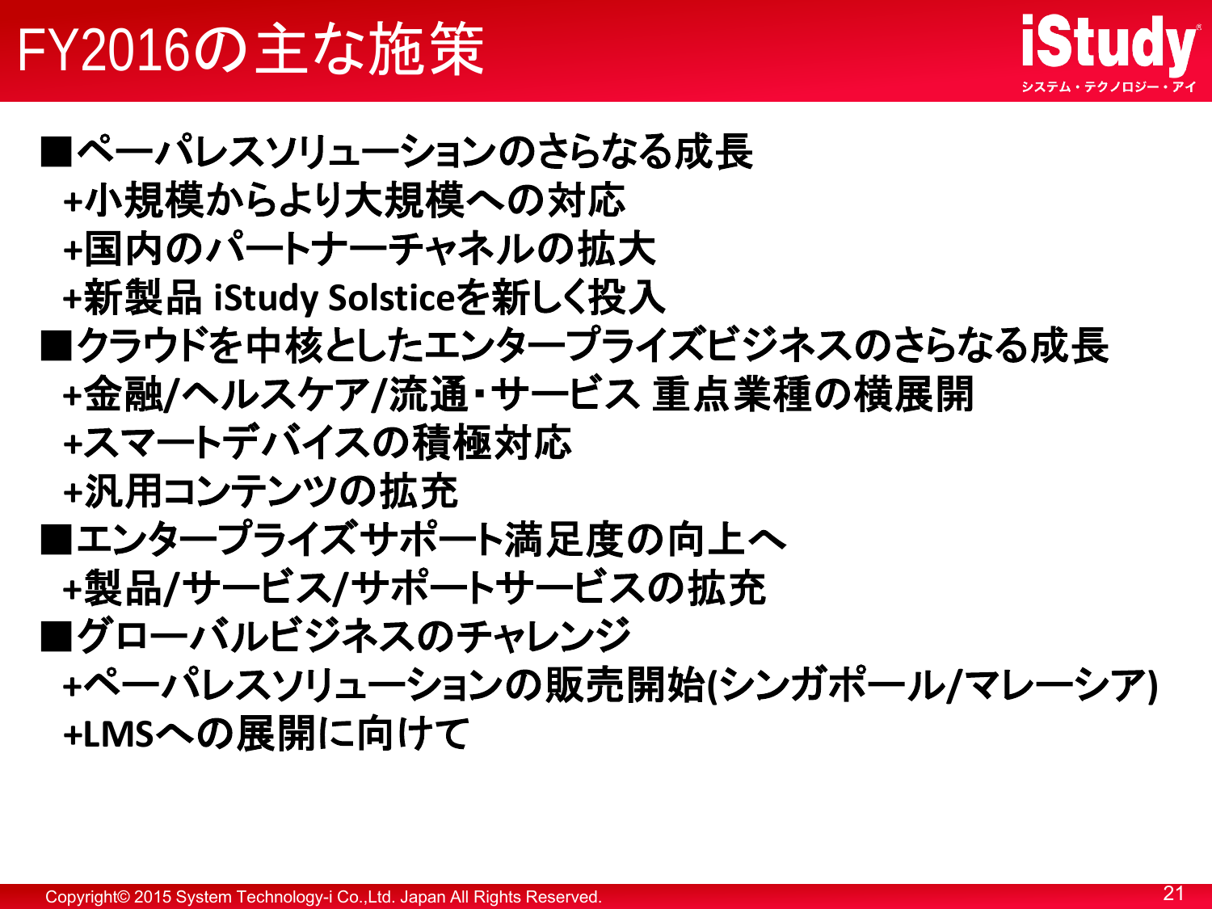# FY2016の主な施策

■ペーパレスソリューションのさらなる成長
- +小規模からより大規模への対応
- +国内のパートナーチャネルの拡大
- +新製品 iStudy Solsticeを新しく投入

■クラウドを中核としたエンタープライズビジネスのさらなる成長
- +金融/ヘルスケア/流通・サービス 重点業種の横展開
- +スマートデバイスの積極対応
- +汎用コンテンツの拡充

■エンタープライズサポート満足度の向上へ
- +製品/サービス/サポートサービスの拡充

■グローバルビジネスのチャレンジ
- +ペーパレスソリューションの販売開始(シンガポール/マレーシア)
- +LMSへの展開に向けて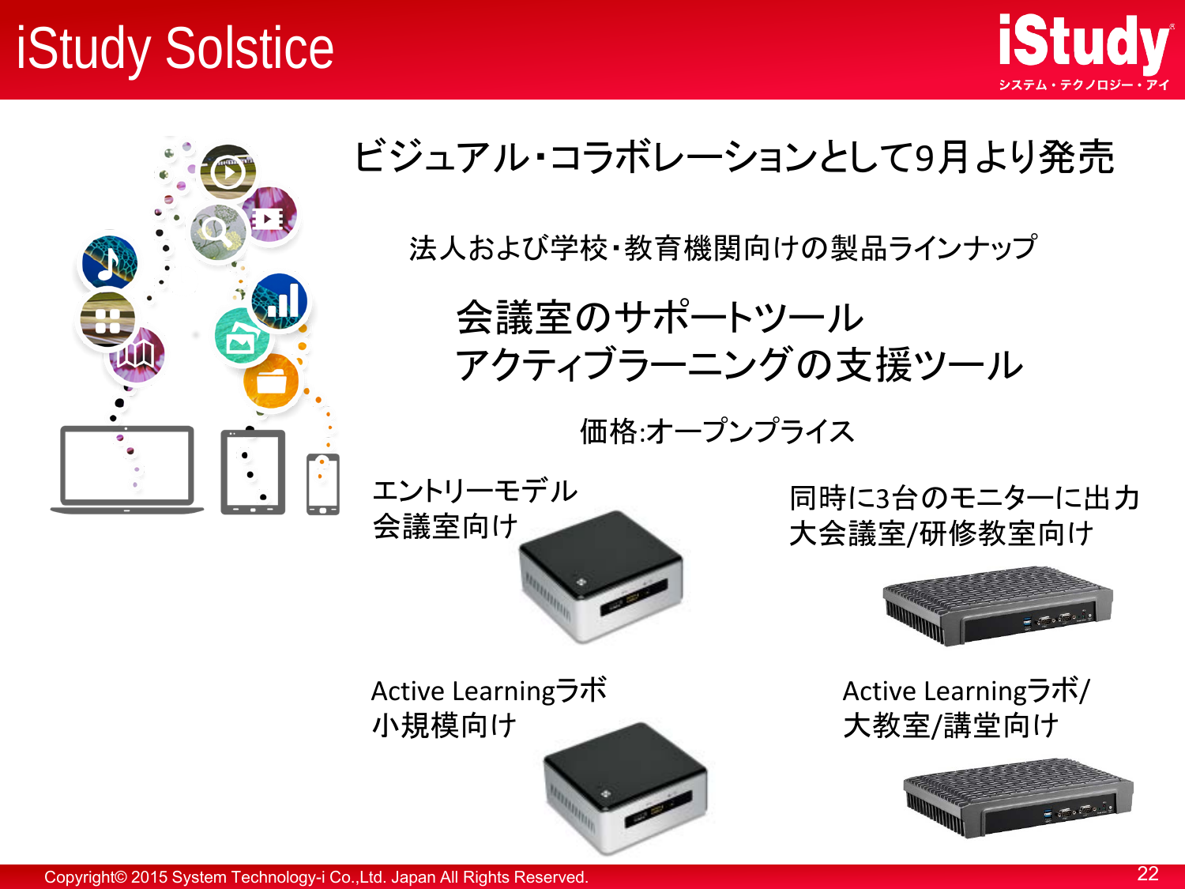# iStudy Solstice

## ビジュアル・コラボレーションとして9月より発売

法人および学校・教育機関向けの製品ラインナップ

会議室のサポートツール
アクティブラーニングの支援ツール

価格:オープンプライス

エントリーモデル
会議室向け

同時に3台のモニターに出力
大会議室/研修教室向け

Active Learningラボ
小規模向け

Active Learningラボ/
大教室/講堂向け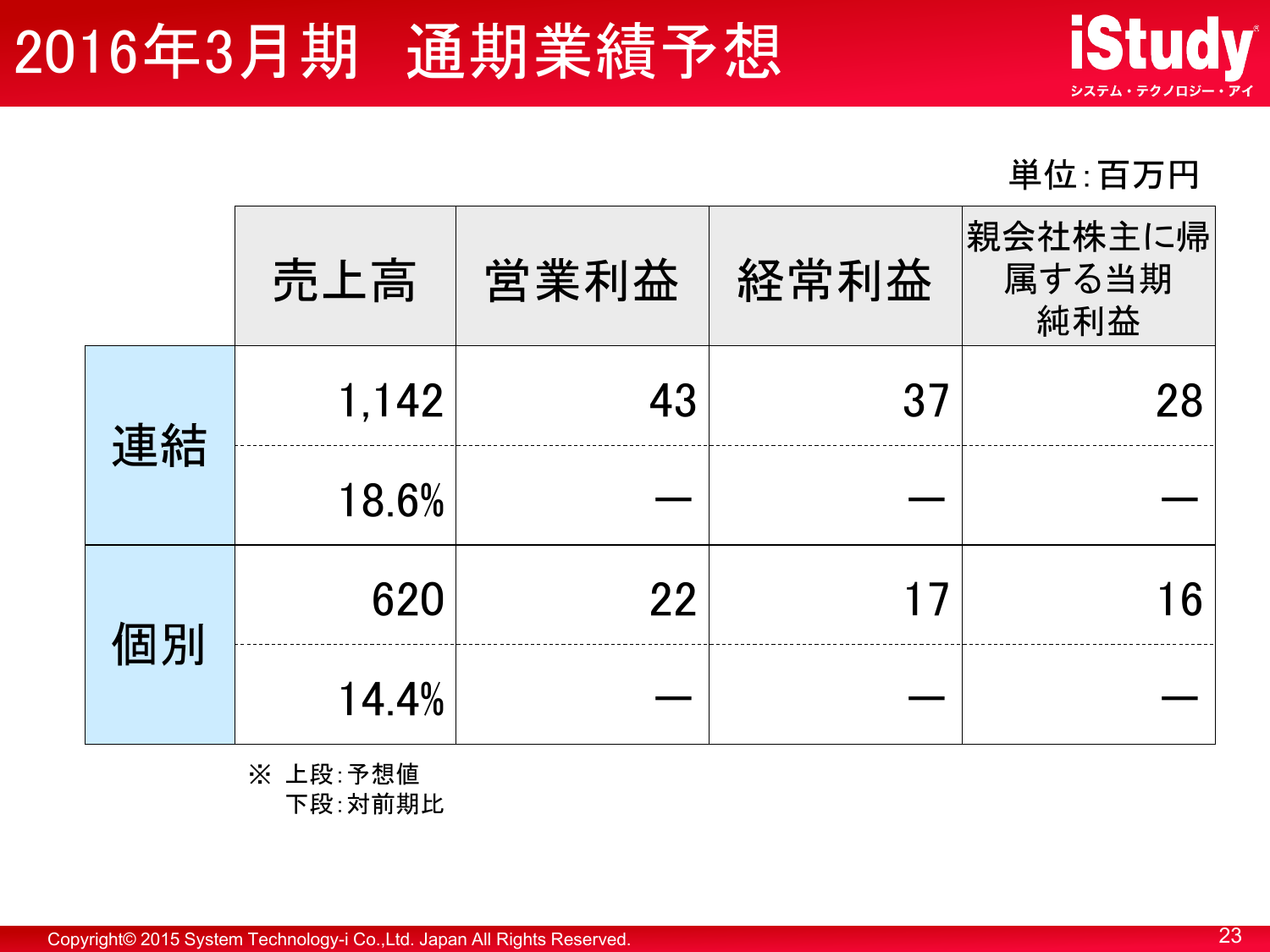# 2016年3月期　通期業績予想

単位：百万円

| | | 売上高 | 営業利益 | 経常利益 | 親会社株主に帰属する当期純利益 |
|---|---|---|---|---|---|
| 連結 | 予想値 | 1,142 | 43 | 37 | 28 |
| | 対前期比 | 18.6% | ― | ― | ― |
| 個別 | 予想値 | 620 | 22 | 17 | 16 |
| | 対前期比 | 14.4% | ― | ― | ― |

※ 上段：予想値
　 下段：対前期比

Copyright© 2015 System Technology-i Co.,Ltd. Japan All Rights Reserved.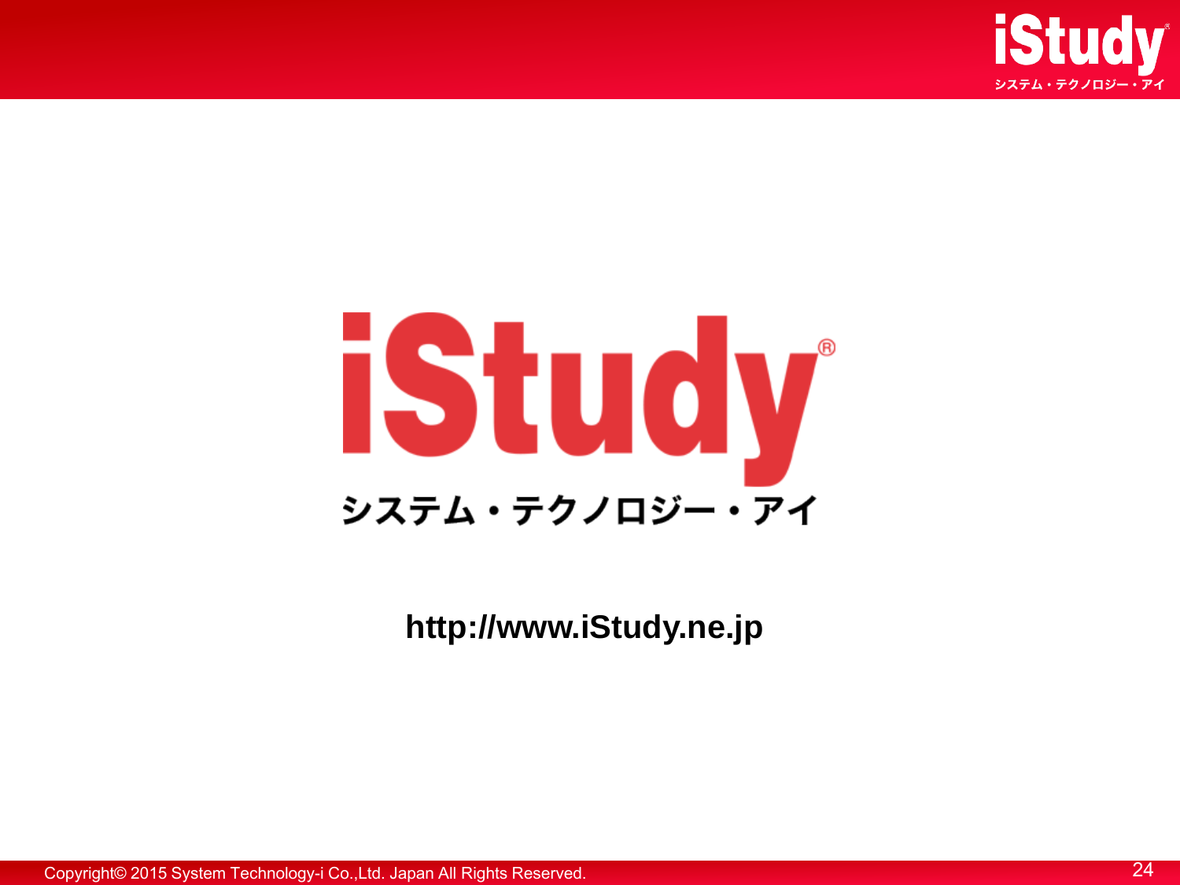iStudy®

システム・テクノロジー・アイ

**http://www.iStudy.ne.jp**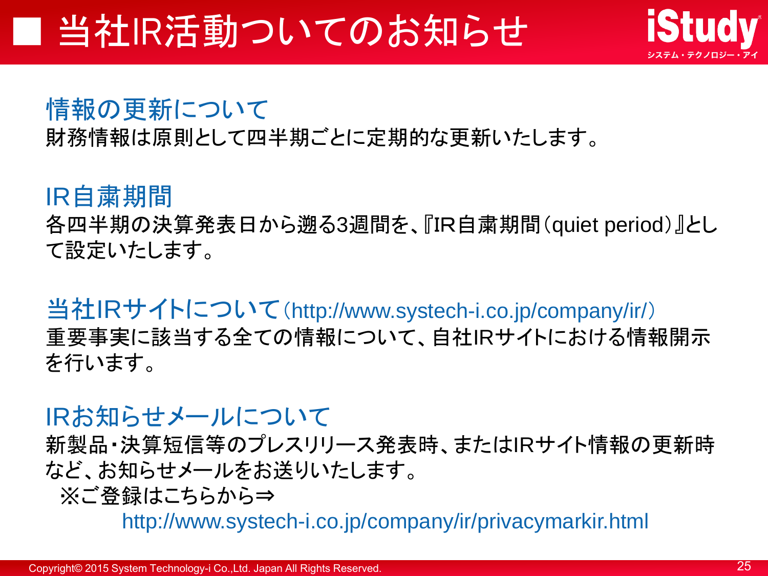# ■ 当社IR活動ついてのお知らせ

## 情報の更新について

財務情報は原則として四半期ごとに定期的な更新いたします。

## IR自粛期間

各四半期の決算発表日から遡る3週間を、『IR自粛期間（quiet period）』として設定いたします。

## 当社IRサイトについて（http://www.systech-i.co.jp/company/ir/）

重要事実に該当する全ての情報について、自社IRサイトにおける情報開示を行います。

## IRお知らせメールについて

新製品・決算短信等のプレスリリース発表時、またはIRサイト情報の更新時など、お知らせメールをお送りいたします。

※ご登録はこちらから⇒

http://www.systech-i.co.jp/company/ir/privacymarkir.html

Copyright© 2015 System Technology-i Co.,Ltd. Japan All Rights Reserved.